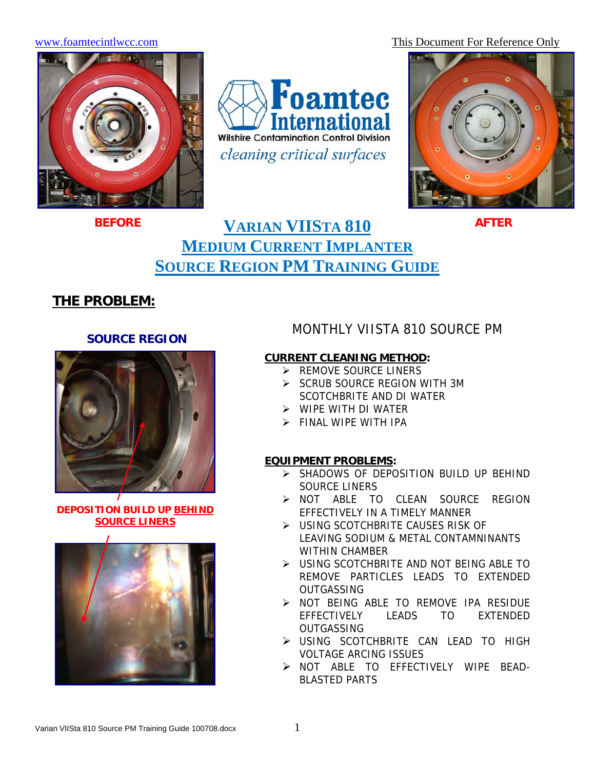www.foamtecintlwcc.com

This Document For Reference Only

Foamtec International
Wilshire Contamination Control Division
*cleaning critical surfaces*

**BEFORE**

**AFTER**

# VARIAN VIISTA 810 MEDIUM CURRENT IMPLANTER SOURCE REGION PM TRAINING GUIDE

## THE PROBLEM:

**SOURCE REGION**

**DEPOSITION BUILD UP BEHIND SOURCE LINERS**

### MONTHLY VIISTA 810 SOURCE PM

**CURRENT CLEANING METHOD:**

- REMOVE SOURCE LINERS
- SCRUB SOURCE REGION WITH 3M SCOTCHBRITE AND DI WATER
- WIPE WITH DI WATER
- FINAL WIPE WITH IPA

**EQUIPMENT PROBLEMS:**

- SHADOWS OF DEPOSITION BUILD UP BEHIND SOURCE LINERS
- NOT ABLE TO CLEAN SOURCE REGION EFFECTIVELY IN A TIMELY MANNER
- USING SCOTCHBRITE CAUSES RISK OF LEAVING SODIUM & METAL CONTAMNINANTS WITHIN CHAMBER
- USING SCOTCHBRITE AND NOT BEING ABLE TO REMOVE PARTICLES LEADS TO EXTENDED OUTGASSING
- NOT BEING ABLE TO REMOVE IPA RESIDUE EFFECTIVELY LEADS TO EXTENDED OUTGASSING
- USING SCOTCHBRITE CAN LEAD TO HIGH VOLTAGE ARCING ISSUES
- NOT ABLE TO EFFECTIVELY WIPE BEAD-BLASTED PARTS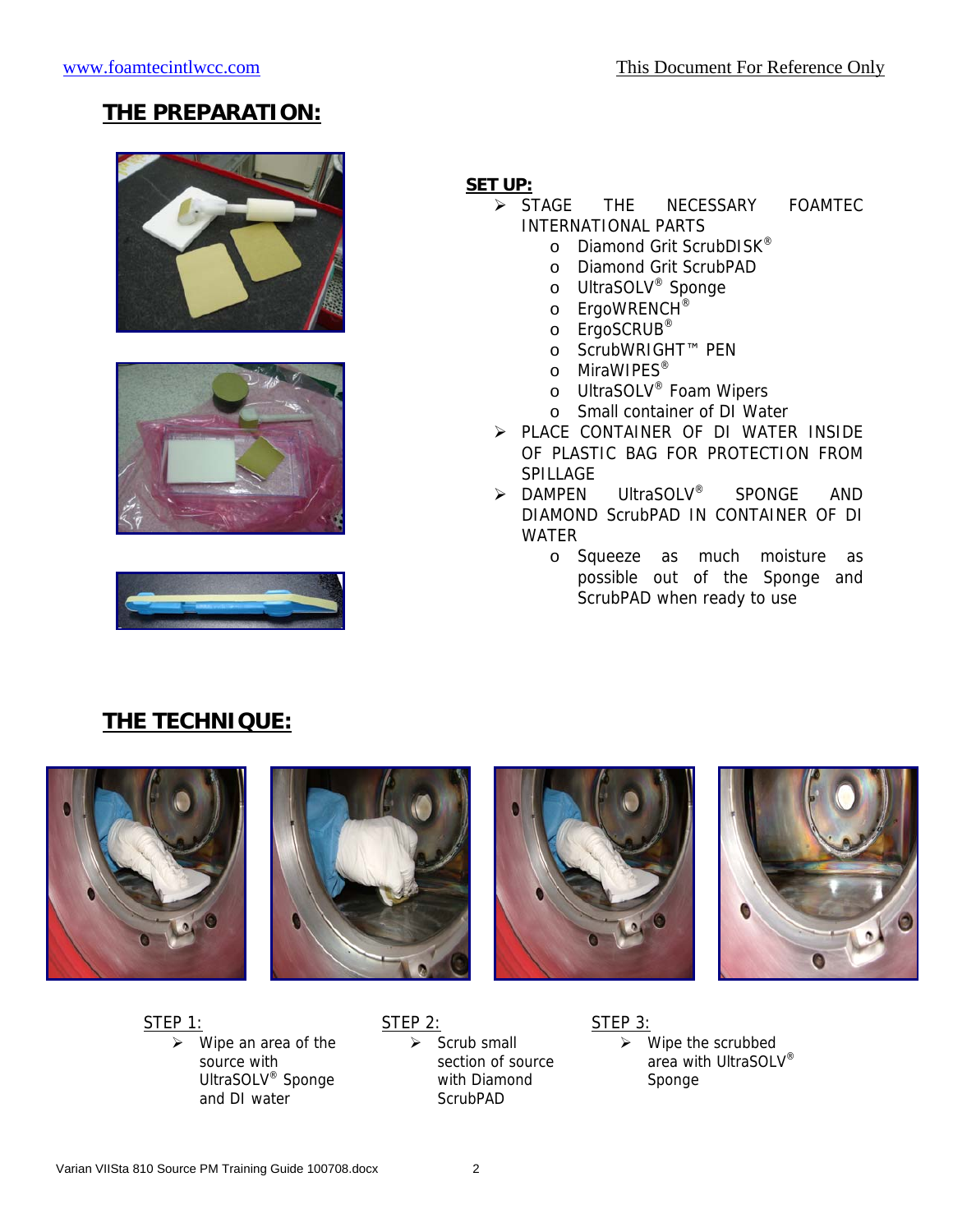## THE PREPARATION:

**SET UP:**

- STAGE THE NECESSARY FOAMTEC INTERNATIONAL PARTS
  - Diamond Grit ScrubDISK®
  - Diamond Grit ScrubPAD
  - UltraSOLV® Sponge
  - ErgoWRENCH®
  - ErgoSCRUB®
  - ScrubWRIGHT™ PEN
  - MiraWIPES®
  - UltraSOLV® Foam Wipers
  - Small container of DI Water
- PLACE CONTAINER OF DI WATER INSIDE OF PLASTIC BAG FOR PROTECTION FROM SPILLAGE
- DAMPEN UltraSOLV® SPONGE AND DIAMOND ScrubPAD IN CONTAINER OF DI WATER
  - Squeeze as much moisture as possible out of the Sponge and ScrubPAD when ready to use

## THE TECHNIQUE:

STEP 1:

- Wipe an area of the source with UltraSOLV® Sponge and DI water

STEP 2:

- Scrub small section of source with Diamond ScrubPAD

STEP 3:

- Wipe the scrubbed area with UltraSOLV® Sponge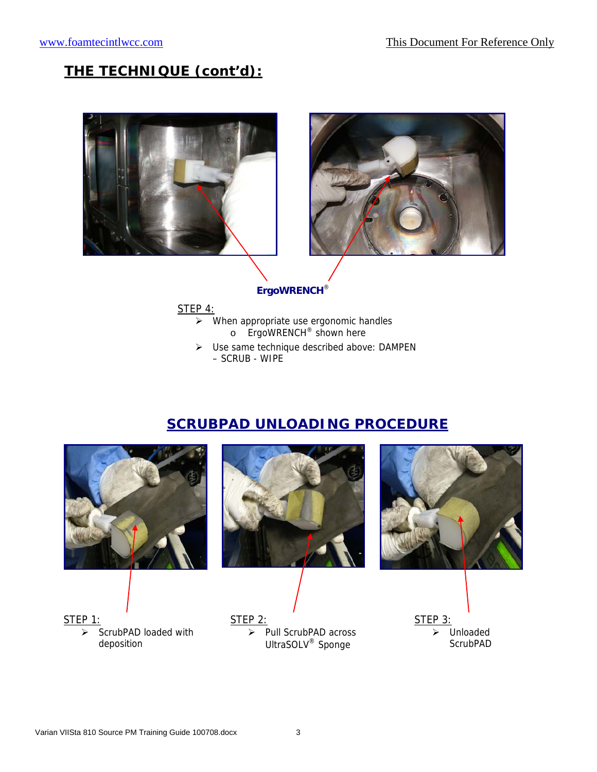## THE TECHNIQUE (cont'd):

**ErgoWRENCH®**

STEP 4:

- When appropriate use ergonomic handles
  - ErgoWRENCH® shown here
- Use same technique described above: DAMPEN – SCRUB - WIPE

## SCRUBPAD UNLOADING PROCEDURE

STEP 1:

- ScrubPAD loaded with deposition

STEP 2:

- Pull ScrubPAD across UltraSOLV® Sponge

STEP 3:

- Unloaded ScrubPAD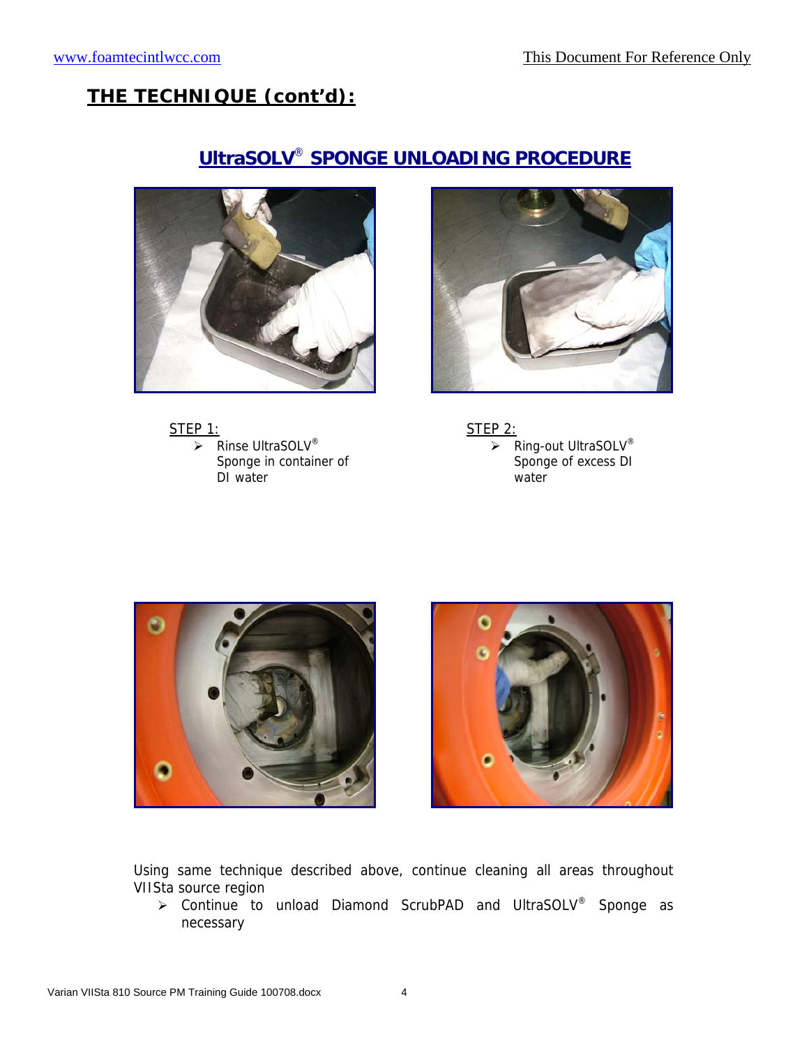## THE TECHNIQUE (cont'd):

### UltraSOLV® SPONGE UNLOADING PROCEDURE

STEP 1:

- Rinse UltraSOLV® Sponge in container of DI water

STEP 2:

- Ring-out UltraSOLV® Sponge of excess DI water

Using same technique described above, continue cleaning all areas throughout VIISta source region

- Continue to unload Diamond ScrubPAD and UltraSOLV® Sponge as necessary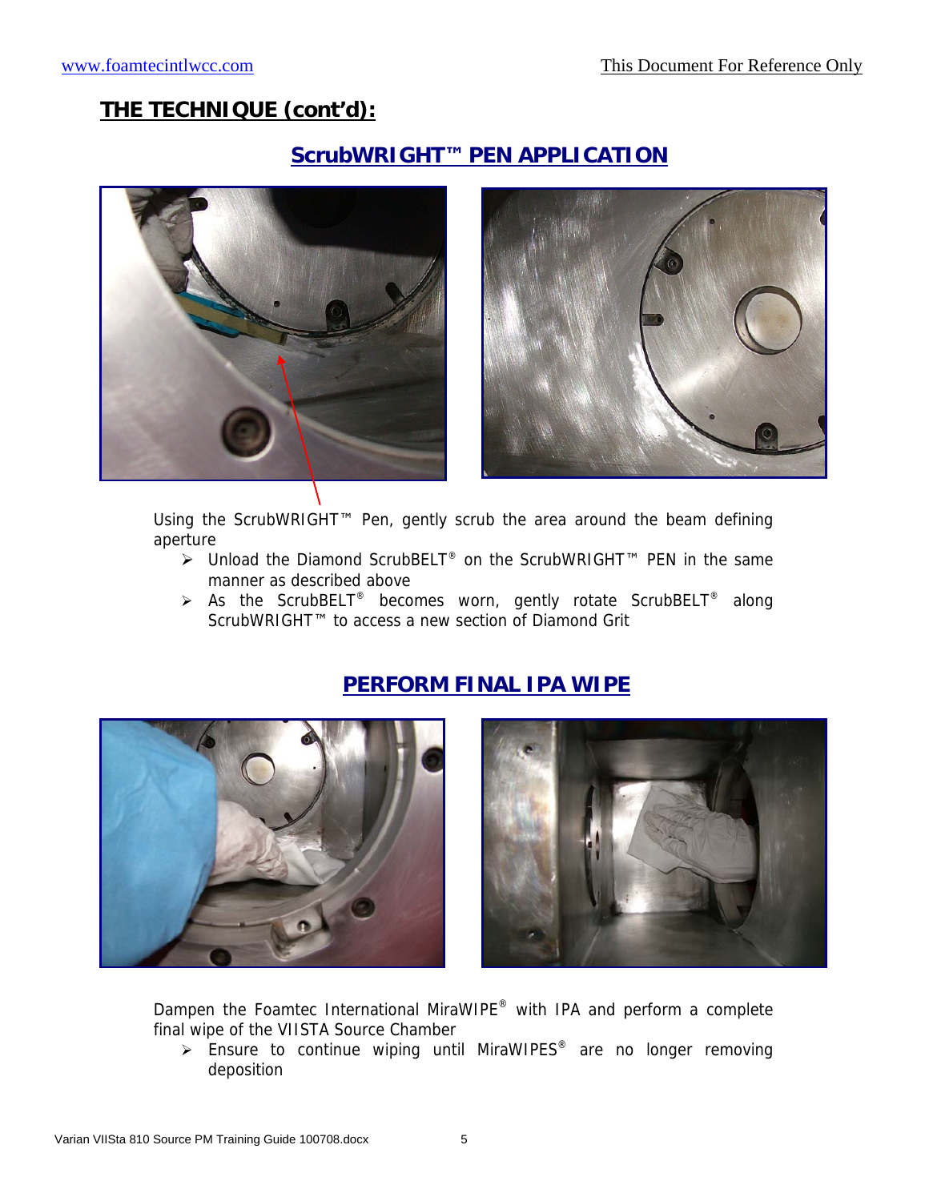## THE TECHNIQUE (cont'd):

### ScrubWRIGHT™ PEN APPLICATION

Using the ScrubWRIGHT™ Pen, gently scrub the area around the beam defining aperture

- Unload the Diamond ScrubBELT® on the ScrubWRIGHT™ PEN in the same manner as described above
- As the ScrubBELT® becomes worn, gently rotate ScrubBELT® along ScrubWRIGHT™ to access a new section of Diamond Grit

### PERFORM FINAL IPA WIPE

Dampen the Foamtec International MiraWIPE® with IPA and perform a complete final wipe of the VIISTA Source Chamber

- Ensure to continue wiping until MiraWIPES® are no longer removing deposition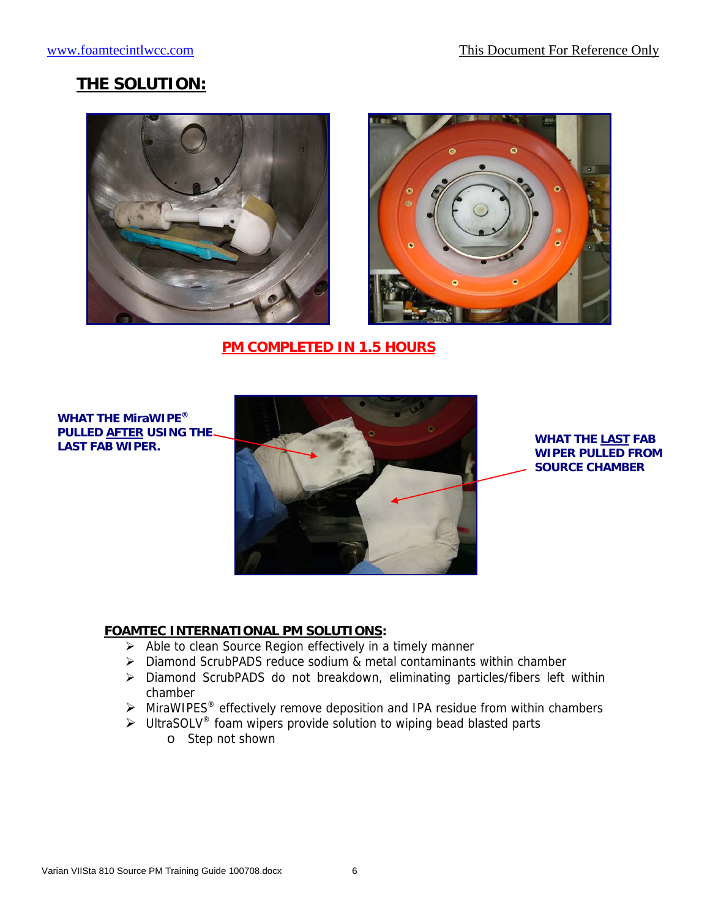## THE SOLUTION:

**PM COMPLETED IN 1.5 HOURS**

**WHAT THE MiraWIPE® PULLED AFTER USING THE LAST FAB WIPER.**

**WHAT THE LAST FAB WIPER PULLED FROM SOURCE CHAMBER**

**FOAMTEC INTERNATIONAL PM SOLUTIONS:**

- Able to clean Source Region effectively in a timely manner
- Diamond ScrubPADS reduce sodium & metal contaminants within chamber
- Diamond ScrubPADS do not breakdown, eliminating particles/fibers left within chamber
- MiraWIPES® effectively remove deposition and IPA residue from within chambers
- UltraSOLV® foam wipers provide solution to wiping bead blasted parts
  - Step not shown